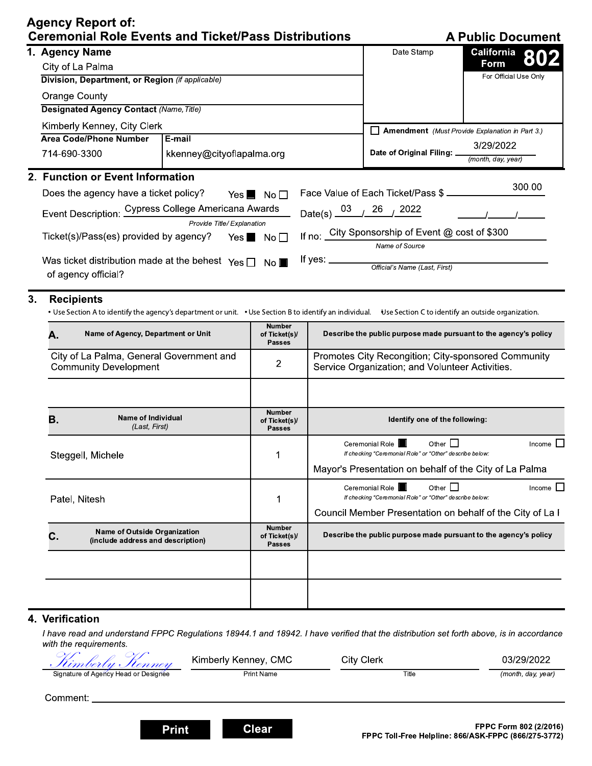# Agency Report of: Ceremonial Role Events and Ticket/Pass Distributions

**A Public Document**

**California Form 802**

For Official Use Only

Date Stamp

## 1. Agency Name

City of La Palma

**Division, Department, or Region** *(if applicable)*

Orange County

**Designated Agency Contact** *(Name, Title)*

Kimberly Kenney, City Clerk

| Area Code/Phone Number | E-mail |
|---|---|
| 714-690-3300 | kkenney@cityoflapalma.org |

☐ **Amendment** *(Must Provide Explanation in Part 3.)*

**Date of Original Filing:** 3/29/2022 *(month, day, year)*

## 2. Function or Event Information

Does the agency have a ticket policy? Yes ■ No ☐

Face Value of Each Ticket/Pass $ 300.00

Event Description: Cypress College Americana Awards *(Provide Title/ Explanation)*

Date(s) 03 / 26 / 2022 \_\_\_/\_\_\_/\_\_\_

Ticket(s)/Pass(es) provided by agency? Yes ■ No ☐

If no: City Sponsorship of Event @ cost of $300 *(Name of Source)*

Was ticket distribution made at the behest of agency official? Yes ☐ No ■

If yes: \_\_\_\_\_\_\_\_\_\_ *(Official's Name (Last, First))*

## 3. Recipients

• Use Section A to identify the agency's department or unit. • Use Section B to identify an individual. • Use Section C to identify an outside organization.

| A. Name of Agency, Department or Unit | Number of Ticket(s)/ Passes | Describe the public purpose made pursuant to the agency's policy |
|---|---|---|
| City of La Palma, General Government and Community Development | 2 | Promotes City Recongition; City-sponsored Community Service Organization; and Volunteer Activities. |
| | | |

| B. Name of Individual (Last, First) | Number of Ticket(s)/ Passes | Identify one of the following: |
|---|---|---|
| Steggell, Michele | 1 | Ceremonial Role ■ Other ☐ Income ☐ *If checking "Ceremonial Role" or "Other" describe below:* Mayor's Presentation on behalf of the City of La Palma |
| Patel, Nitesh | 1 | Ceremonial Role ■ Other ☐ Income ☐ *If checking "Ceremonial Role" or "Other" describe below:* Council Member Presentation on behalf of the City of La l |

| C. Name of Outside Organization (include address and description) | Number of Ticket(s)/ Passes | Describe the public purpose made pursuant to the agency's policy |
|---|---|---|
| | | |
| | | |

## 4. Verification

*I have read and understand FPPC Regulations 18944.1 and 18942. I have verified that the distribution set forth above, is in accordance with the requirements.*

| *Kimberly Kenney* | Kimberly Kenney, CMC | City Clerk | 03/29/2022 |
|---|---|---|---|
| Signature of Agency Head or Designee | Print Name | Title | *(month, day, year)* |

Comment: \_\_\_\_\_\_\_\_\_\_

**FPPC Form 802 (2/2016)**
**FPPC Toll-Free Helpline: 866/ASK-FPPC (866/275-3772)**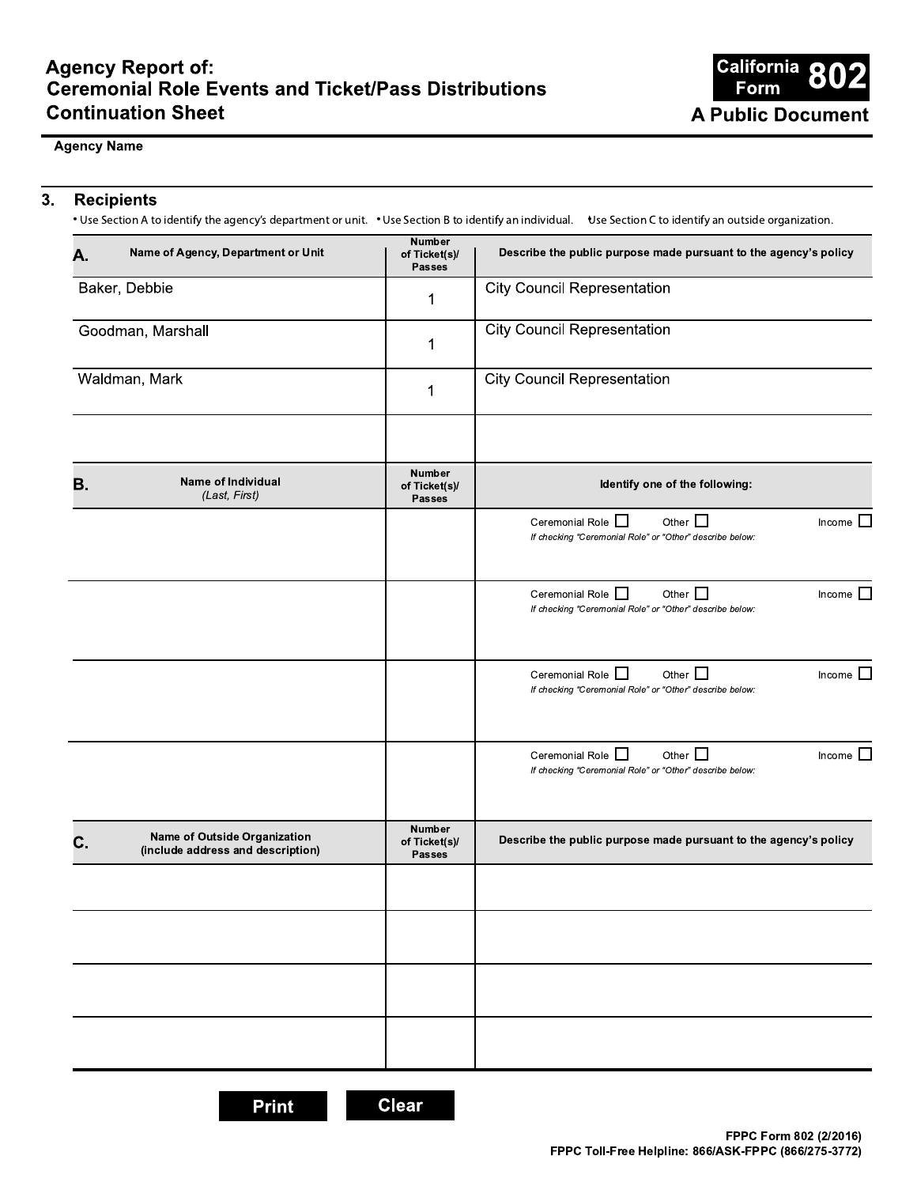# Agency Report of: Ceremonial Role Events and Ticket/Pass Distributions Continuation Sheet

**California Form 802**

**A Public Document**

**Agency Name**

## 3. Recipients

• Use Section A to identify the agency's department or unit. • Use Section B to identify an individual. • Use Section C to identify an outside organization.

| A. Name of Agency, Department or Unit | Number of Ticket(s)/ Passes | Describe the public purpose made pursuant to the agency's policy |
|---|---|---|
| Baker, Debbie | 1 | City Council Representation |
| Goodman, Marshall | 1 | City Council Representation |
| Waldman, Mark | 1 | City Council Representation |
| | | |

| B. Name of Individual *(Last, First)* | Number of Ticket(s)/ Passes | Identify one of the following: |
|---|---|---|
| | | Ceremonial Role ☐ Other ☐ Income ☐ *If checking "Ceremonial Role" or "Other" describe below:* |
| | | Ceremonial Role ☐ Other ☐ Income ☐ *If checking "Ceremonial Role" or "Other" describe below:* |
| | | Ceremonial Role ☐ Other ☐ Income ☐ *If checking "Ceremonial Role" or "Other" describe below:* |
| | | Ceremonial Role ☐ Other ☐ Income ☐ *If checking "Ceremonial Role" or "Other" describe below:* |

| C. Name of Outside Organization (include address and description) | Number of Ticket(s)/ Passes | Describe the public purpose made pursuant to the agency's policy |
|---|---|---|
| | | |
| | | |
| | | |
| | | |

Print Clear

FPPC Form 802 (2/2016)
FPPC Toll-Free Helpline: 866/ASK-FPPC (866/275-3772)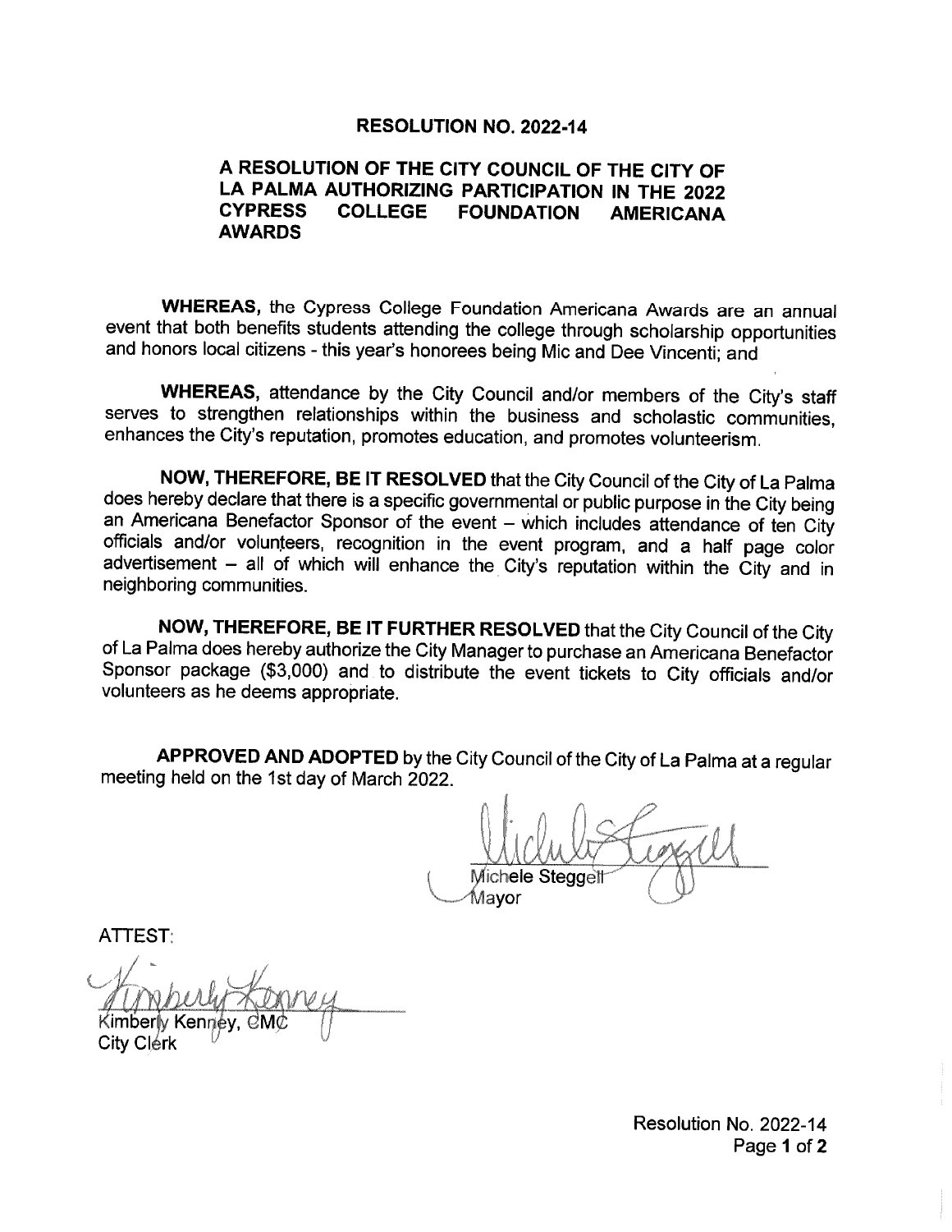**RESOLUTION NO. 2022-14**

**A RESOLUTION OF THE CITY COUNCIL OF THE CITY OF LA PALMA AUTHORIZING PARTICIPATION IN THE 2022 CYPRESS COLLEGE FOUNDATION AMERICANA AWARDS**

**WHEREAS,** the Cypress College Foundation Americana Awards are an annual event that both benefits students attending the college through scholarship opportunities and honors local citizens - this year's honorees being Mic and Dee Vincenti; and

**WHEREAS,** attendance by the City Council and/or members of the City's staff serves to strengthen relationships within the business and scholastic communities, enhances the City's reputation, promotes education, and promotes volunteerism.

**NOW, THEREFORE, BE IT RESOLVED** that the City Council of the City of La Palma does hereby declare that there is a specific governmental or public purpose in the City being an Americana Benefactor Sponsor of the event – which includes attendance of ten City officials and/or volunteers, recognition in the event program, and a half page color advertisement – all of which will enhance the City's reputation within the City and in neighboring communities.

**NOW, THEREFORE, BE IT FURTHER RESOLVED** that the City Council of the City of La Palma does hereby authorize the City Manager to purchase an Americana Benefactor Sponsor package ($3,000) and to distribute the event tickets to City officials and/or volunteers as he deems appropriate.

**APPROVED AND ADOPTED** by the City Council of the City of La Palma at a regular meeting held on the 1st day of March 2022.

Michele Steggell
Mayor

ATTEST:

Kimberly Kenney, CMC
City Clerk

Resolution No. 2022-14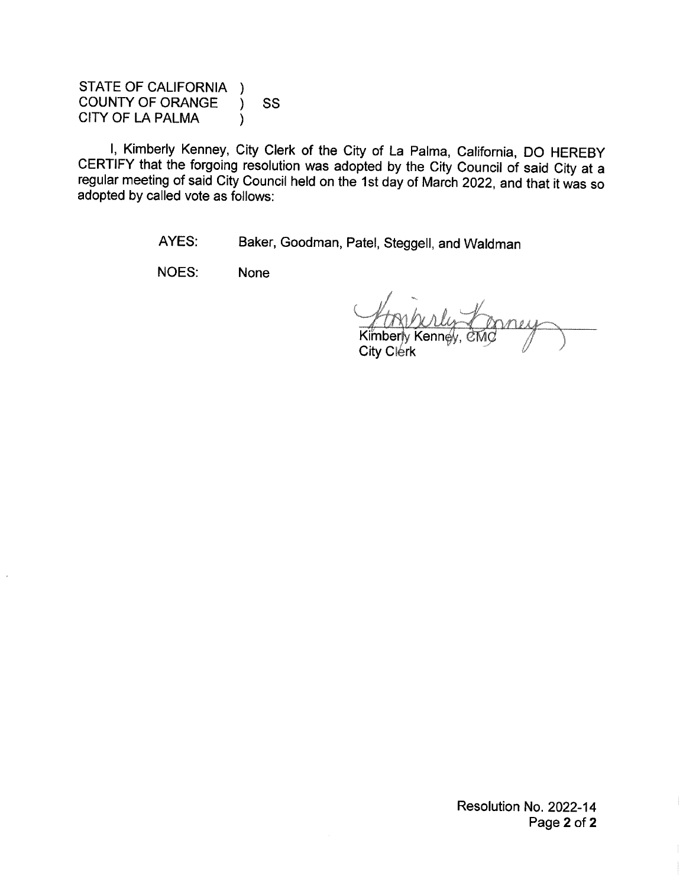STATE OF CALIFORNIA )
COUNTY OF ORANGE ) SS
CITY OF LA PALMA )

I, Kimberly Kenney, City Clerk of the City of La Palma, California, DO HEREBY CERTIFY that the forgoing resolution was adopted by the City Council of said City at a regular meeting of said City Council held on the 1st day of March 2022, and that it was so adopted by called vote as follows:

AYES: Baker, Goodman, Patel, Steggell, and Waldman

NOES: None

Kimberly Kenney, CMC
City Clerk

Resolution No. 2022-14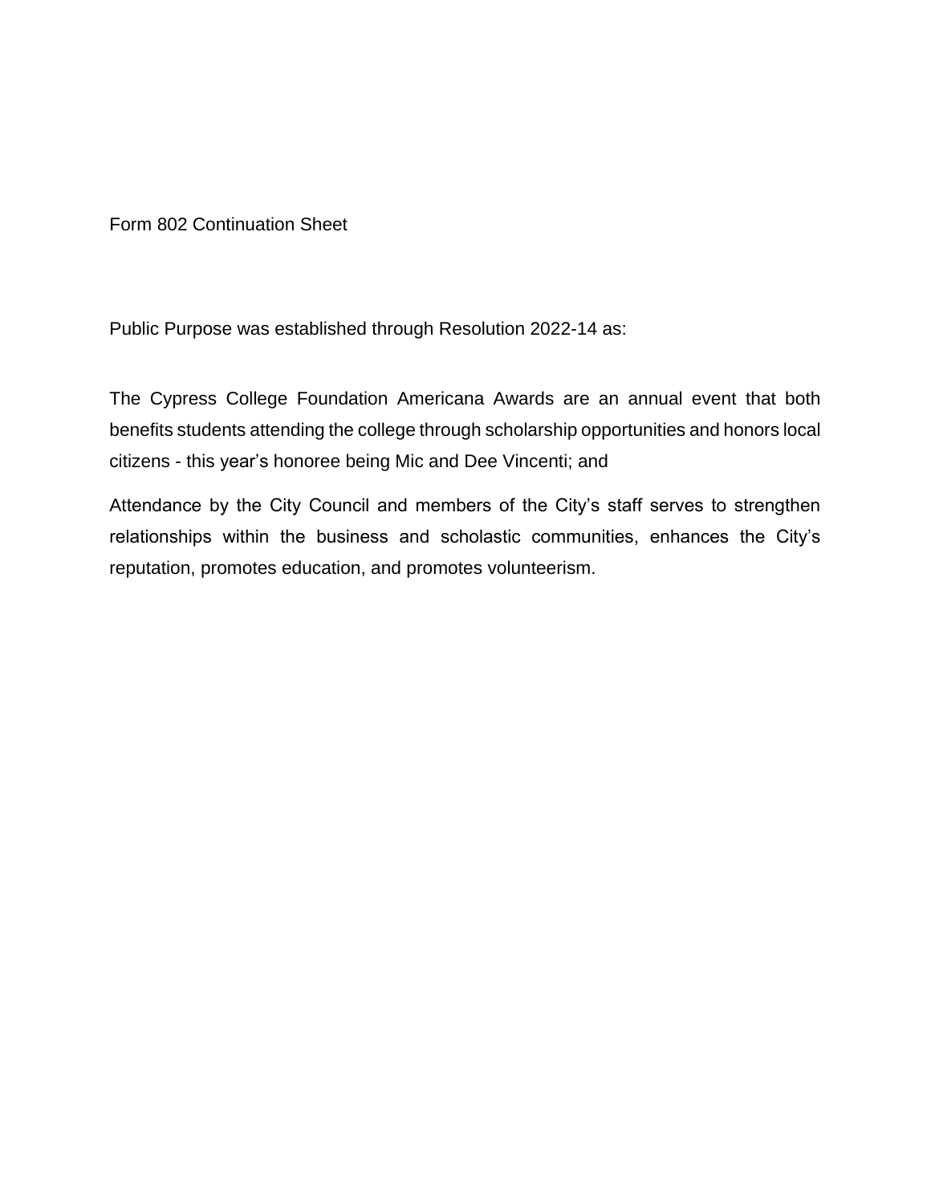Form 802 Continuation Sheet

Public Purpose was established through Resolution 2022-14 as:

The Cypress College Foundation Americana Awards are an annual event that both benefits students attending the college through scholarship opportunities and honors local citizens - this year's honoree being Mic and Dee Vincenti; and

Attendance by the City Council and members of the City's staff serves to strengthen relationships within the business and scholastic communities, enhances the City's reputation, promotes education, and promotes volunteerism.